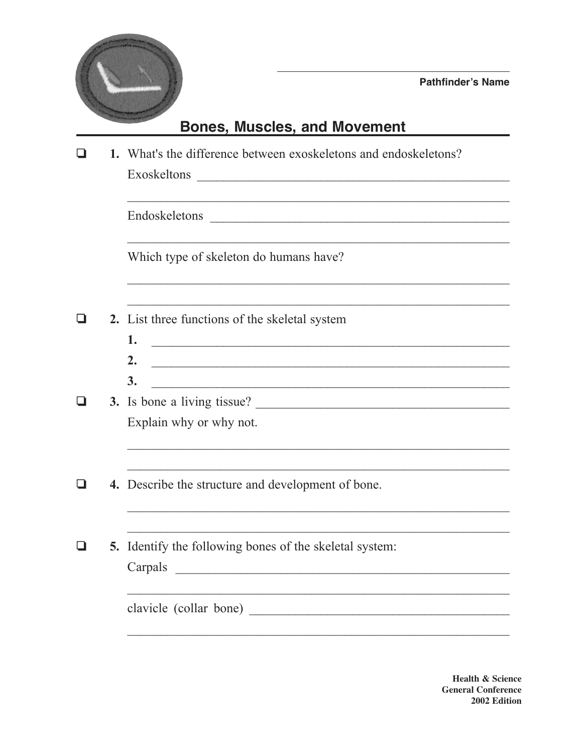Pathfinder's Name

# Bones, Muscles, and Movement

- ❑ **1.** What's the difference between exoskeletons and endoskeletons?

  Exoskeltons ______________________________________________

  __________________________________________________________

  Endoskeletons ____________________________________________

  __________________________________________________________

  Which type of skeleton do humans have?

  __________________________________________________________

  __________________________________________________________

- ❑ **2.** List three functions of the skeletal system

  **1.** ______________________________________________________

  **2.** ______________________________________________________

  **3.** ______________________________________________________

- ❑ **3.** Is bone a living tissue? _______________________________

  Explain why or why not.

  __________________________________________________________

  __________________________________________________________

- ❑ **4.** Describe the structure and development of bone.

  __________________________________________________________

  __________________________________________________________

- ❑ **5.** Identify the following bones of the skeletal system:

  Carpals __________________________________________________

  __________________________________________________________

  clavicle (collar bone) ____________________________________

  __________________________________________________________

**Health & Science**
**General Conference**
**2002 Edition**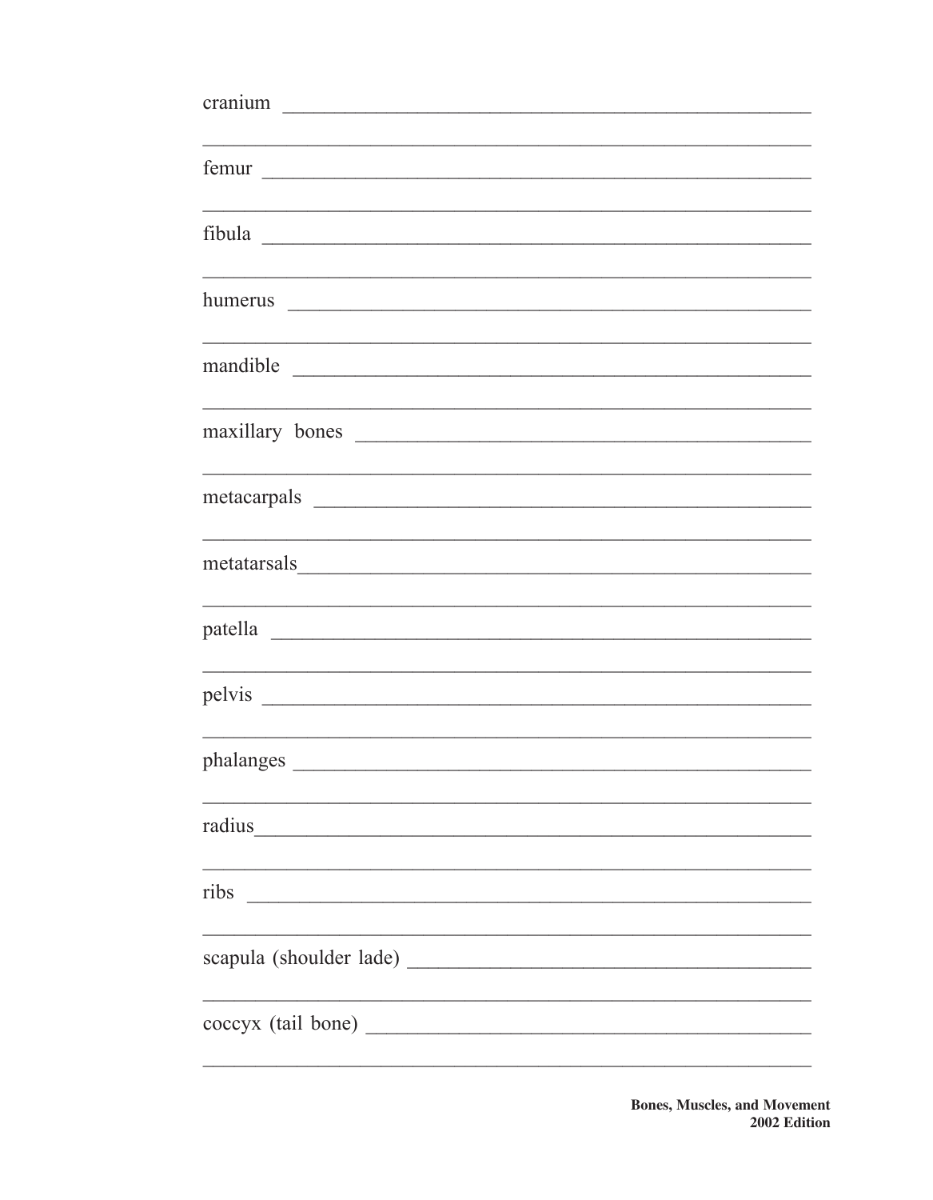cranium ________________________________________________

________________________________________________________

femur __________________________________________________

________________________________________________________

fibula __________________________________________________

________________________________________________________

humerus ________________________________________________

________________________________________________________

mandible _______________________________________________

________________________________________________________

maxillary bones __________________________________________

________________________________________________________

metacarpals _____________________________________________

________________________________________________________

metatarsals______________________________________________

________________________________________________________

patella _________________________________________________

________________________________________________________

pelvis __________________________________________________

________________________________________________________

phalanges _______________________________________________

________________________________________________________

radius__________________________________________________

________________________________________________________

ribs ____________________________________________________

________________________________________________________

scapula (shoulder lade) ____________________________________

________________________________________________________

coccyx (tail bone) _________________________________________

________________________________________________________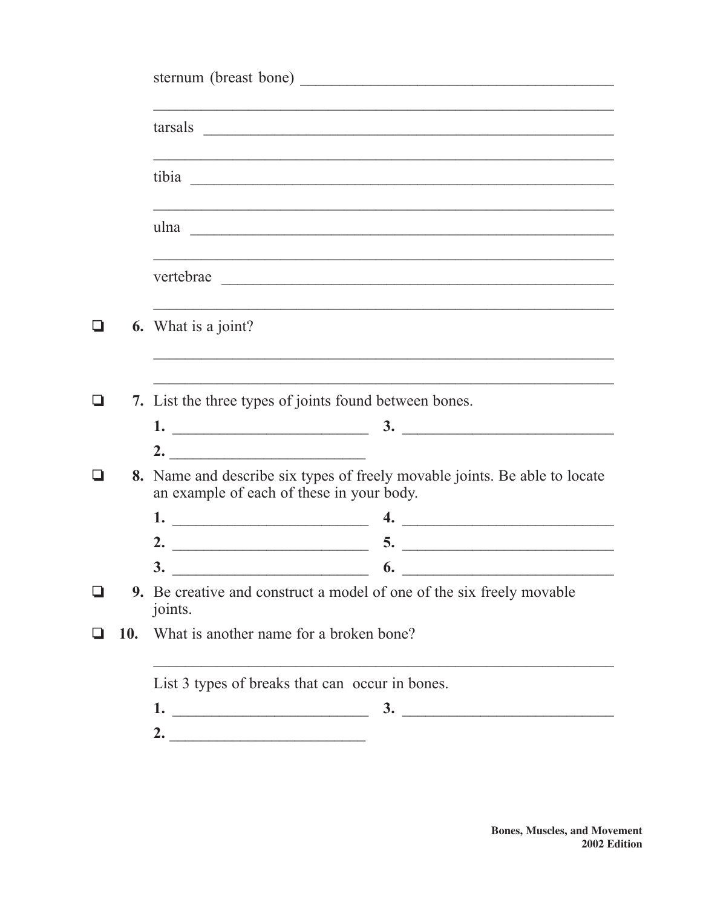sternum (breast bone) ________________________________________

____________________________________________________________

tarsals ______________________________________________________

____________________________________________________________

tibia ________________________________________________________

____________________________________________________________

ulna ________________________________________________________

____________________________________________________________

vertebrae ____________________________________________________

____________________________________________________________

❑ **6.** What is a joint?

____________________________________________________________

____________________________________________________________

❑ **7.** List the three types of joints found between bones.

**1.** ________________________ **3.** ________________________

**2.** ________________________

❑ **8.** Name and describe six types of freely movable joints. Be able to locate an example of each of these in your body.

**1.** ________________________ **4.** ________________________

**2.** ________________________ **5.** ________________________

**3.** ________________________ **6.** ________________________

❑ **9.** Be creative and construct a model of one of the six freely movable joints.

❑ **10.** What is another name for a broken bone?

____________________________________________________________

List 3 types of breaks that can occur in bones.

**1.** ________________________ **3.** ________________________

**2.** ________________________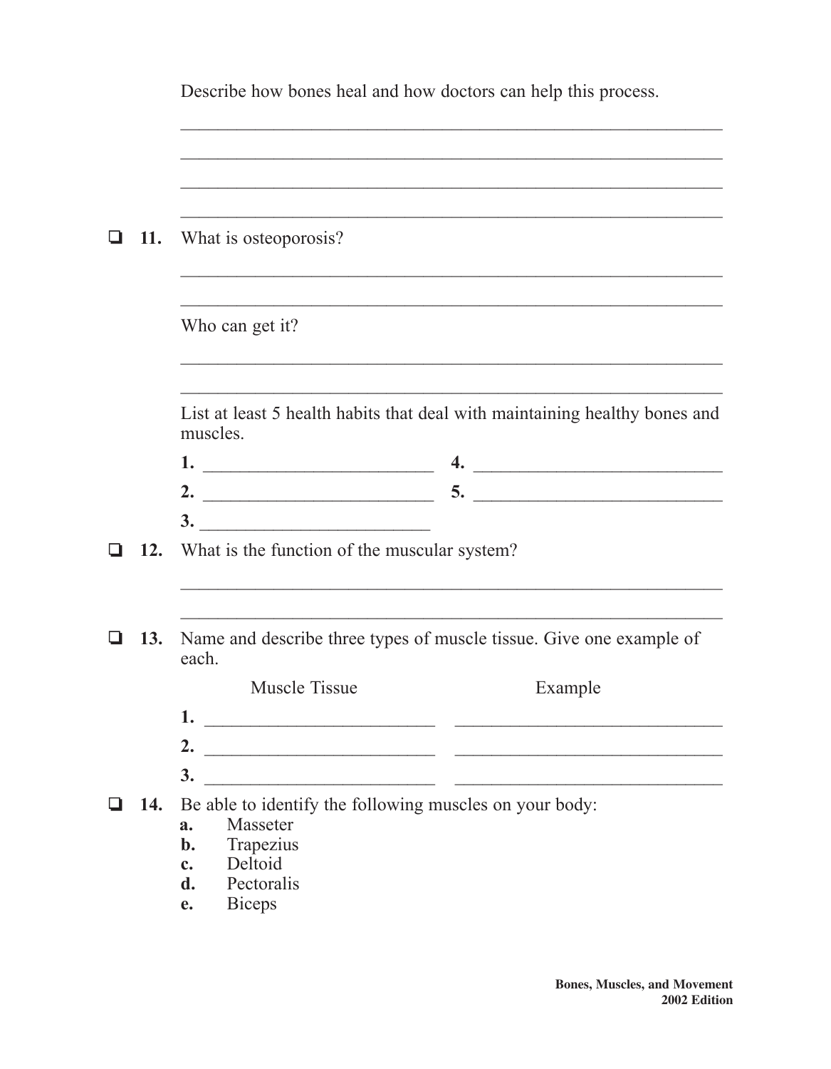Describe how bones heal and how doctors can help this process.

______________________________________________________________

______________________________________________________________

______________________________________________________________

______________________________________________________________

❑ **11.** What is osteoporosis?

______________________________________________________________

______________________________________________________________

Who can get it?

______________________________________________________________

______________________________________________________________

List at least 5 health habits that deal with maintaining healthy bones and muscles.

**1.** ________________________ **4.** ________________________

**2.** ________________________ **5.** ________________________

**3.** ________________________

❑ **12.** What is the function of the muscular system?

______________________________________________________________

______________________________________________________________

❑ **13.** Name and describe three types of muscle tissue. Give one example of each.

| | Muscle Tissue | Example |
|---|---|---|
| **1.** | ________________________ | ________________________ |
| **2.** | ________________________ | ________________________ |
| **3.** | ________________________ | ________________________ |

❑ **14.** Be able to identify the following muscles on your body:

- **a.** Masseter
- **b.** Trapezius
- **c.** Deltoid
- **d.** Pectoralis
- **e.** Biceps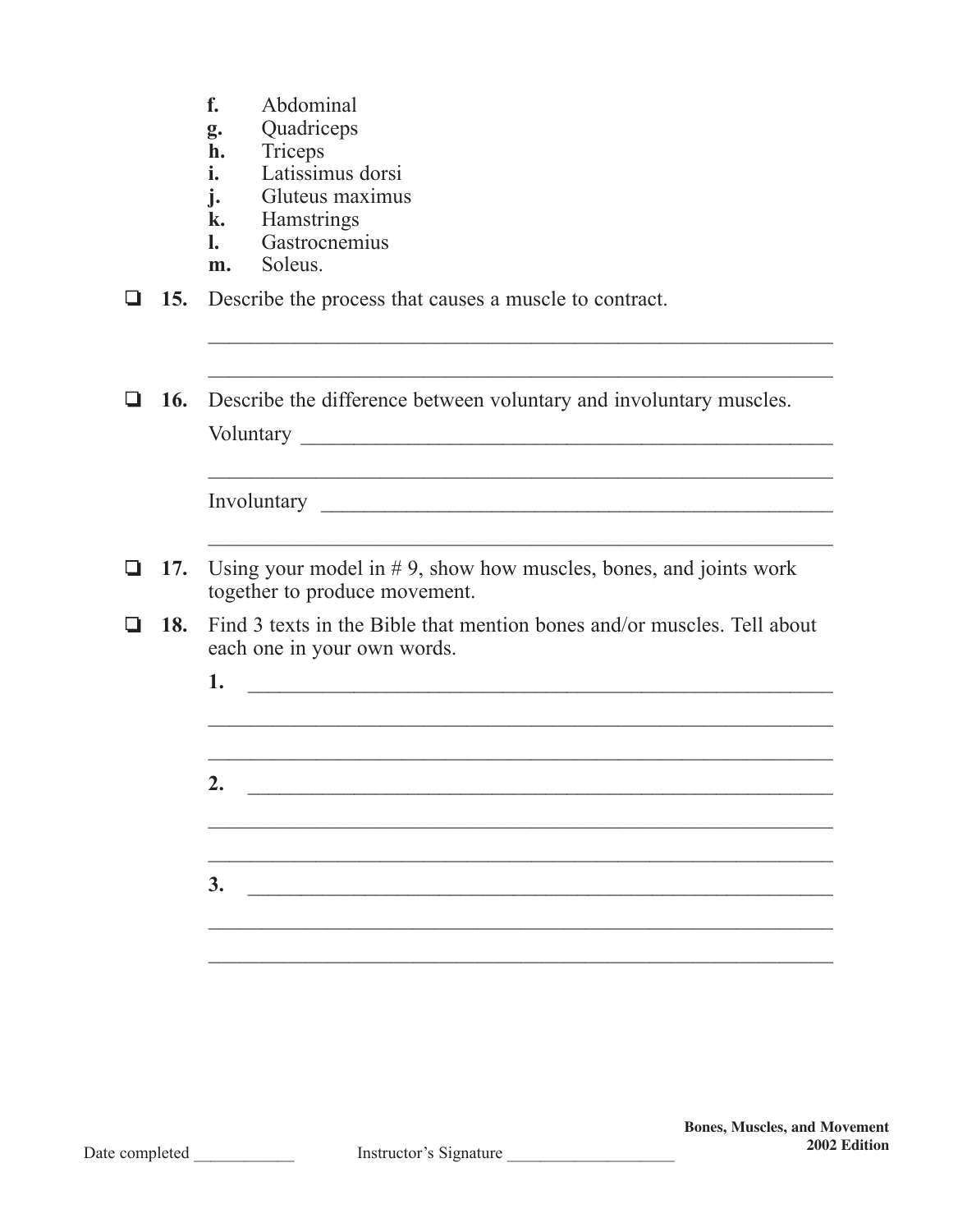f. Abdominal
g. Quadriceps
h. Triceps
i. Latissimus dorsi
j. Gluteus maximus
k. Hamstrings
l. Gastrocnemius
m. Soleus.

❑ **15.** Describe the process that causes a muscle to contract.

_______________________________________________________________

_______________________________________________________________

❑ **16.** Describe the difference between voluntary and involuntary muscles.

Voluntary _______________________________________________________

_______________________________________________________________

Involuntary _____________________________________________________

_______________________________________________________________

❑ **17.** Using your model in # 9, show how muscles, bones, and joints work together to produce movement.

❑ **18.** Find 3 texts in the Bible that mention bones and/or muscles. Tell about each one in your own words.

**1.** _______________________________________________________________

_______________________________________________________________

_______________________________________________________________

**2.** _______________________________________________________________

_______________________________________________________________

_______________________________________________________________

**3.** _______________________________________________________________

_______________________________________________________________

_______________________________________________________________

Date completed ____________ Instructor's Signature ____________________